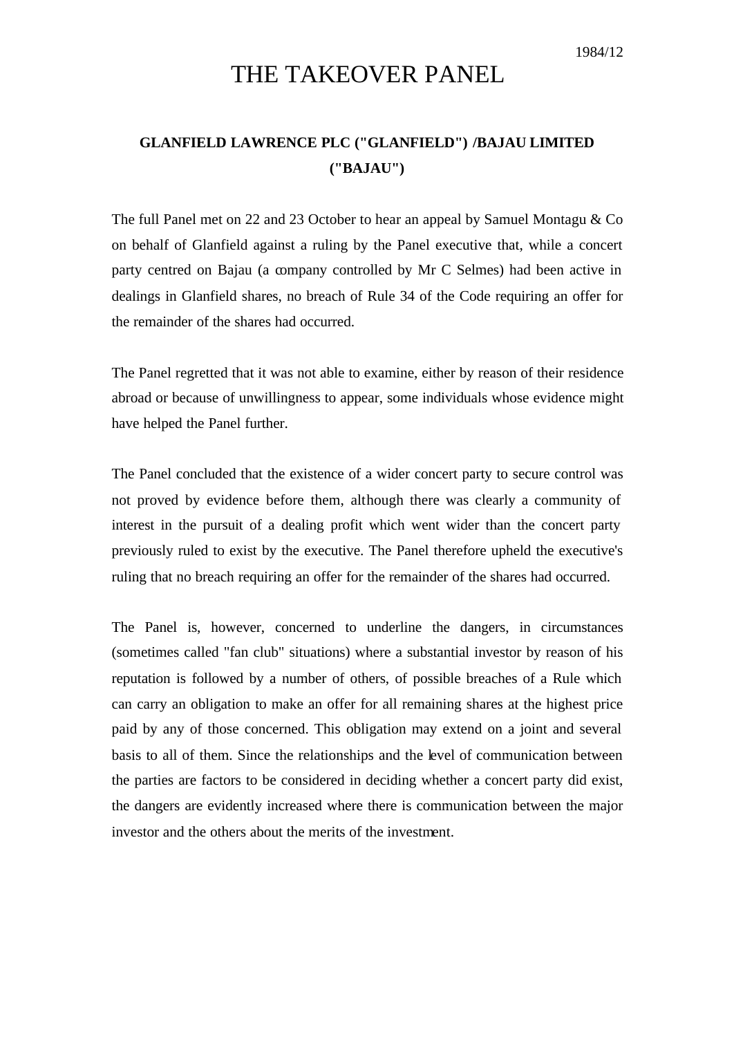1984/12

# THE TAKEOVER PANEL

## GLANFIELD LAWRENCE PLC ("GLANFIELD") /BAJAU LIMITED ("BAJAU")

The full Panel met on 22 and 23 October to hear an appeal by Samuel Montagu & Co on behalf of Glanfield against a ruling by the Panel executive that, while a concert party centred on Bajau (a company controlled by Mr C Selmes) had been active in dealings in Glanfield shares, no breach of Rule 34 of the Code requiring an offer for the remainder of the shares had occurred.

The Panel regretted that it was not able to examine, either by reason of their residence abroad or because of unwillingness to appear, some individuals whose evidence might have helped the Panel further.

The Panel concluded that the existence of a wider concert party to secure control was not proved by evidence before them, although there was clearly a community of interest in the pursuit of a dealing profit which went wider than the concert party previously ruled to exist by the executive. The Panel therefore upheld the executive's ruling that no breach requiring an offer for the remainder of the shares had occurred.

The Panel is, however, concerned to underline the dangers, in circumstances (sometimes called "fan club" situations) where a substantial investor by reason of his reputation is followed by a number of others, of possible breaches of a Rule which can carry an obligation to make an offer for all remaining shares at the highest price paid by any of those concerned. This obligation may extend on a joint and several basis to all of them. Since the relationships and the level of communication between the parties are factors to be considered in deciding whether a concert party did exist, the dangers are evidently increased where there is communication between the major investor and the others about the merits of the investment.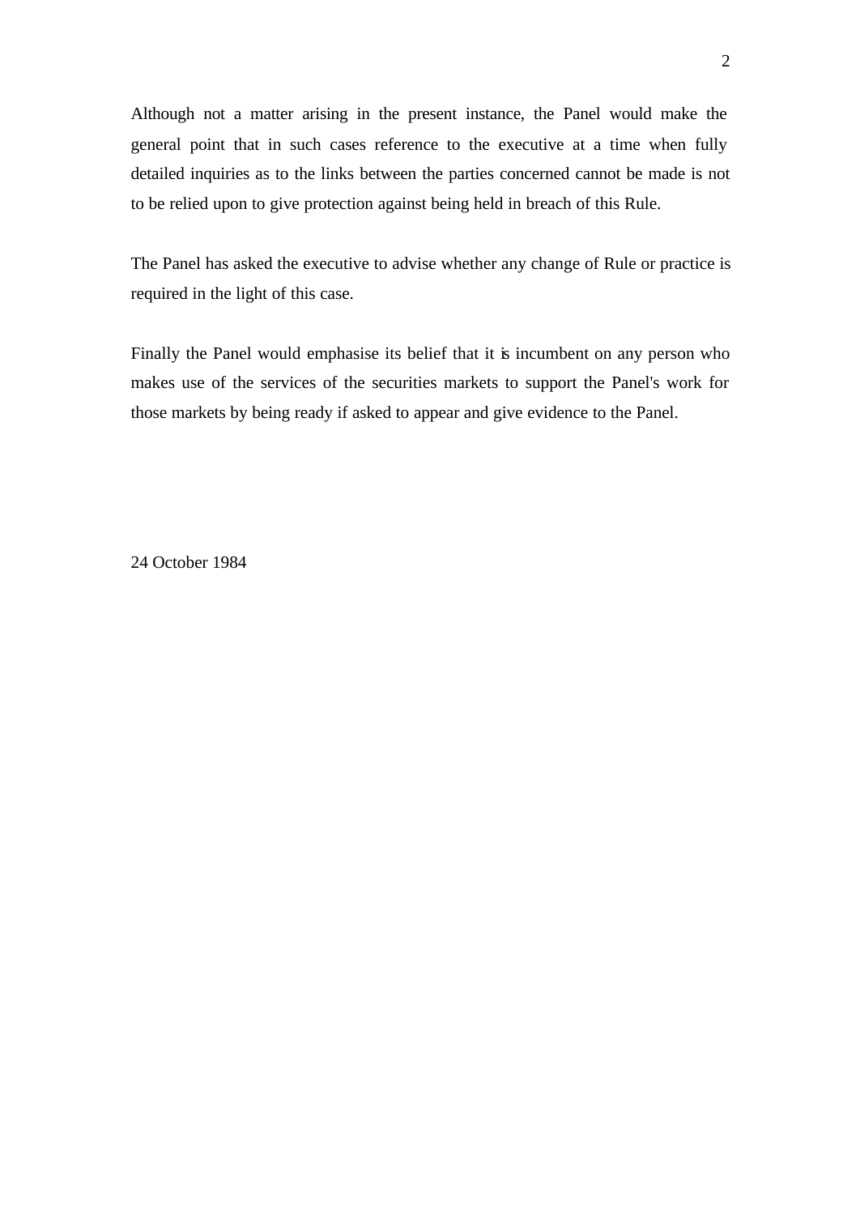Although not a matter arising in the present instance, the Panel would make the general point that in such cases reference to the executive at a time when fully detailed inquiries as to the links between the parties concerned cannot be made is not to be relied upon to give protection against being held in breach of this Rule.

The Panel has asked the executive to advise whether any change of Rule or practice is required in the light of this case.

Finally the Panel would emphasise its belief that it is incumbent on any person who makes use of the services of the securities markets to support the Panel's work for those markets by being ready if asked to appear and give evidence to the Panel.

24 October 1984